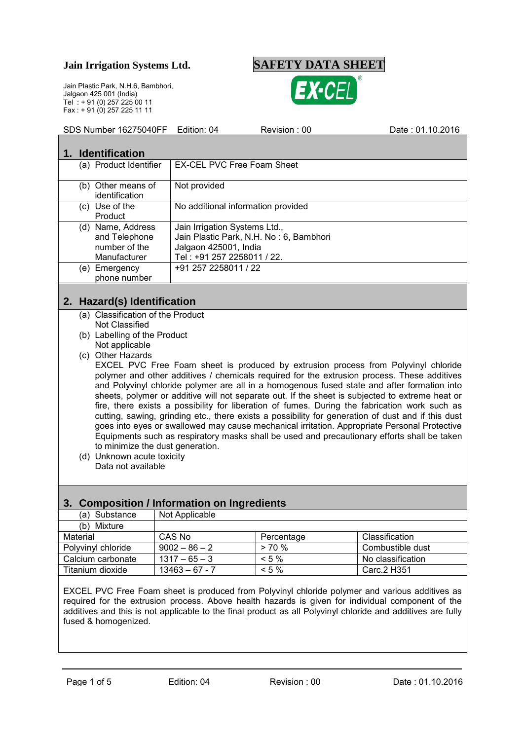**Jain Irrigation Systems Ltd.**

Jain Plastic Park, N.H.6, Bambhori,
Jalgaon 425 001 (India)
Tel : + 91 (0) 257 225 00 11
Fax : + 91 (0) 257 225 11 11

**SAFETY DATA SHEET**

EX-CEL®

SDS Number 16275040FF Edition: 04 Revision : 00 Date : 01.10.2016

## 1. Identification

| | |
|---|---|
| (a) Product Identifier | EX-CEL PVC Free Foam Sheet |
| (b) Other means of identification | Not provided |
| (c) Use of the Product | No additional information provided |
| (d) Name, Address and Telephone number of the Manufacturer | Jain Irrigation Systems Ltd.,<br>Jain Plastic Park, N.H. No : 6, Bambhori<br>Jalgaon 425001, India<br>Tel : +91 257 2258011 / 22. |
| (e) Emergency phone number | +91 257 2258011 / 22 |

## 2. Hazard(s) Identification

(a) Classification of the Product
Not Classified

(b) Labelling of the Product
Not applicable

(c) Other Hazards
EXCEL PVC Free Foam sheet is produced by extrusion process from Polyvinyl chloride polymer and other additives / chemicals required for the extrusion process. These additives and Polyvinyl chloride polymer are all in a homogenous fused state and after formation into sheets, polymer or additive will not separate out. If the sheet is subjected to extreme heat or fire, there exists a possibility for liberation of fumes. During the fabrication work such as cutting, sawing, grinding etc., there exists a possibility for generation of dust and if this dust goes into eyes or swallowed may cause mechanical irritation. Appropriate Personal Protective Equipments such as respiratory masks shall be used and precautionary efforts shall be taken to minimize the dust generation.

(d) Unknown acute toxicity
Data not available

## 3. Composition / Information on Ingredients

| (a) Substance | Not Applicable | | |
|---|---|---|---|
| (b) Mixture | | | |
| Material | CAS No | Percentage | Classification |
| Polyvinyl chloride | 9002 – 86 – 2 | > 70 % | Combustible dust |
| Calcium carbonate | 1317 – 65 – 3 | < 5 % | No classification |
| Titanium dioxide | 13463 – 67 - 7 | < 5 % | Carc.2 H351 |

EXCEL PVC Free Foam sheet is produced from Polyvinyl chloride polymer and various additives as required for the extrusion process. Above health hazards is given for individual component of the additives and this is not applicable to the final product as all Polyvinyl chloride and additives are fully fused & homogenized.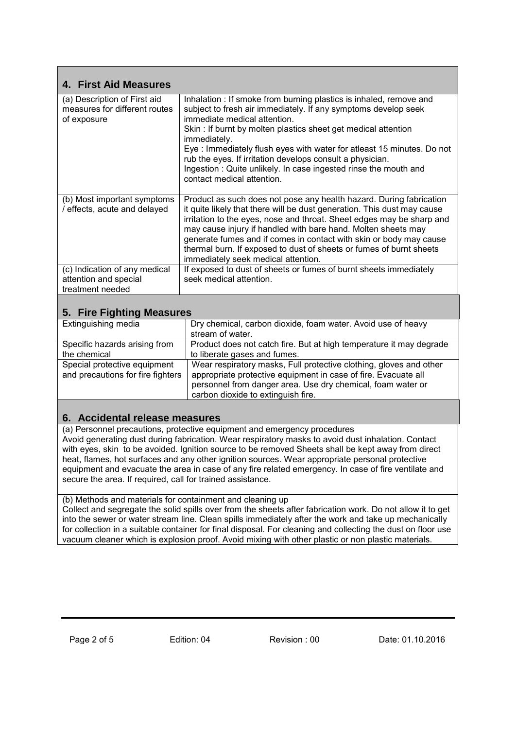## 4. First Aid Measures

| | |
|---|---|
| (a) Description of First aid measures for different routes of exposure | Inhalation : If smoke from burning plastics is inhaled, remove and subject to fresh air immediately. If any symptoms develop seek immediate medical attention.<br>Skin : If burnt by molten plastics sheet get medical attention immediately.<br>Eye : Immediately flush eyes with water for atleast 15 minutes. Do not rub the eyes. If irritation develops consult a physician.<br>Ingestion : Quite unlikely. In case ingested rinse the mouth and contact medical attention. |
| (b) Most important symptoms / effects, acute and delayed | Product as such does not pose any health hazard. During fabrication it quite likely that there will be dust generation. This dust may cause irritation to the eyes, nose and throat. Sheet edges may be sharp and may cause injury if handled with bare hand. Molten sheets may generate fumes and if comes in contact with skin or body may cause thermal burn. If exposed to dust of sheets or fumes of burnt sheets immediately seek medical attention. |
| (c) Indication of any medical attention and special treatment needed | If exposed to dust of sheets or fumes of burnt sheets immediately seek medical attention. |

## 5. Fire Fighting Measures

| | |
|---|---|
| Extinguishing media | Dry chemical, carbon dioxide, foam water. Avoid use of heavy stream of water. |
| Specific hazards arising from the chemical | Product does not catch fire. But at high temperature it may degrade to liberate gases and fumes. |
| Special protective equipment and precautions for fire fighters | Wear respiratory masks, Full protective clothing, gloves and other appropriate protective equipment in case of fire. Evacuate all personnel from danger area. Use dry chemical, foam water or carbon dioxide to extinguish fire. |

## 6. Accidental release measures

(a) Personnel precautions, protective equipment and emergency procedures
Avoid generating dust during fabrication. Wear respiratory masks to avoid dust inhalation. Contact with eyes, skin to be avoided. Ignition source to be removed Sheets shall be kept away from direct heat, flames, hot surfaces and any other ignition sources. Wear appropriate personal protective equipment and evacuate the area in case of any fire related emergency. In case of fire ventilate and secure the area. If required, call for trained assistance.

(b) Methods and materials for containment and cleaning up
Collect and segregate the solid spills over from the sheets after fabrication work. Do not allow it to get into the sewer or water stream line. Clean spills immediately after the work and take up mechanically for collection in a suitable container for final disposal. For cleaning and collecting the dust on floor use vacuum cleaner which is explosion proof. Avoid mixing with other plastic or non plastic materials.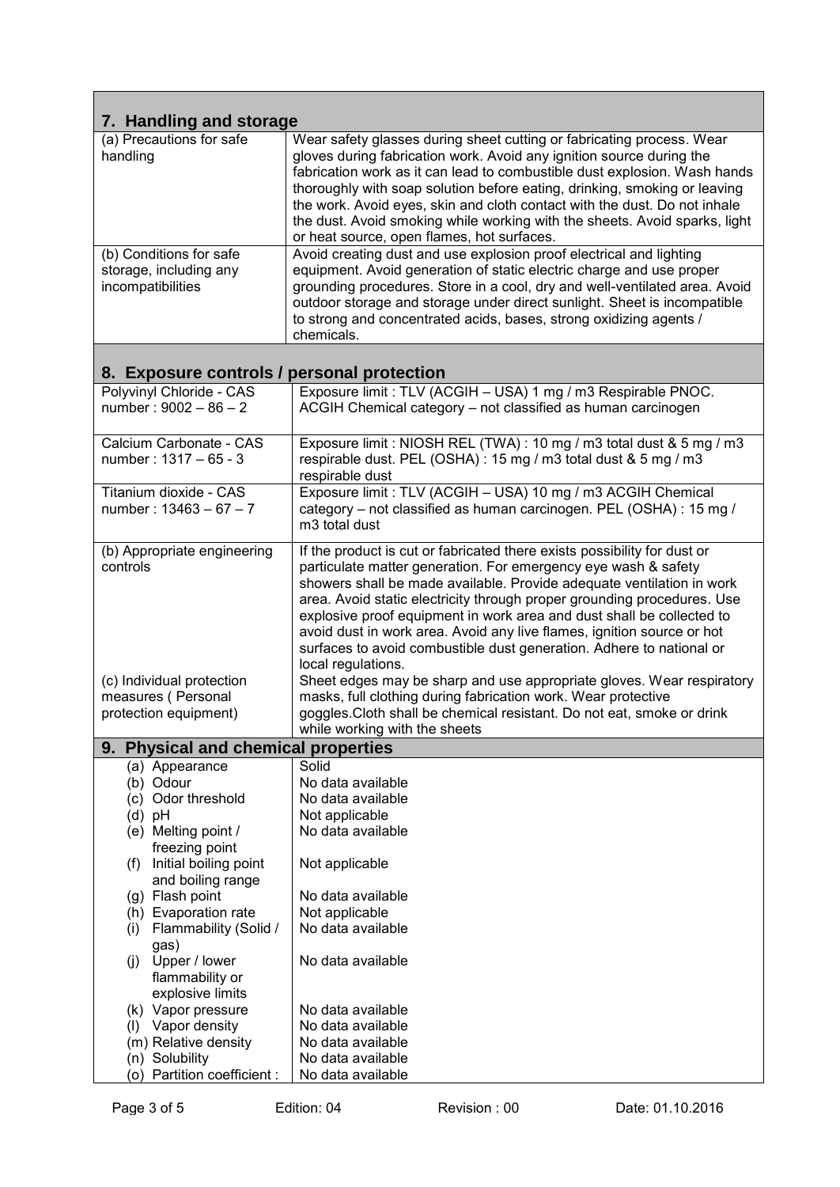## 7. Handling and storage

| | |
|---|---|
| (a) Precautions for safe handling | Wear safety glasses during sheet cutting or fabricating process. Wear gloves during fabrication work. Avoid any ignition source during the fabrication work as it can lead to combustible dust explosion. Wash hands thoroughly with soap solution before eating, drinking, smoking or leaving the work. Avoid eyes, skin and cloth contact with the dust. Do not inhale the dust. Avoid smoking while working with the sheets. Avoid sparks, light or heat source, open flames, hot surfaces. |
| (b) Conditions for safe storage, including any incompatibilities | Avoid creating dust and use explosion proof electrical and lighting equipment. Avoid generation of static electric charge and use proper grounding procedures. Store in a cool, dry and well-ventilated area. Avoid outdoor storage and storage under direct sunlight. Sheet is incompatible to strong and concentrated acids, bases, strong oxidizing agents / chemicals. |

## 8. Exposure controls / personal protection

| | |
|---|---|
| Polyvinyl Chloride - CAS number : 9002 – 86 – 2 | Exposure limit : TLV (ACGIH – USA) 1 mg / m3 Respirable PNOC. ACGIH Chemical category – not classified as human carcinogen |
| Calcium Carbonate - CAS number : 1317 – 65 - 3 | Exposure limit : NIOSH REL (TWA) : 10 mg / m3 total dust & 5 mg / m3 respirable dust. PEL (OSHA) : 15 mg / m3 total dust & 5 mg / m3 respirable dust |
| Titanium dioxide - CAS number : 13463 – 67 – 7 | Exposure limit : TLV (ACGIH – USA) 10 mg / m3 ACGIH Chemical category – not classified as human carcinogen. PEL (OSHA) : 15 mg / m3 total dust |
| (b) Appropriate engineering controls | If the product is cut or fabricated there exists possibility for dust or particulate matter generation. For emergency eye wash & safety showers shall be made available. Provide adequate ventilation in work area. Avoid static electricity through proper grounding procedures. Use explosive proof equipment in work area and dust shall be collected to avoid dust in work area. Avoid any live flames, ignition source or hot surfaces to avoid combustible dust generation. Adhere to national or local regulations. |
| (c) Individual protection measures ( Personal protection equipment) | Sheet edges may be sharp and use appropriate gloves. Wear respiratory masks, full clothing during fabrication work. Wear protective goggles.Cloth shall be chemical resistant. Do not eat, smoke or drink while working with the sheets |

## 9. Physical and chemical properties

| | |
|---|---|
| (a) Appearance | Solid |
| (b) Odour | No data available |
| (c) Odor threshold | No data available |
| (d) pH | Not applicable |
| (e) Melting point / freezing point | No data available |
| (f) Initial boiling point and boiling range | Not applicable |
| (g) Flash point | No data available |
| (h) Evaporation rate | Not applicable |
| (i) Flammability (Solid / gas) | No data available |
| (j) Upper / lower flammability or explosive limits | No data available |
| (k) Vapor pressure | No data available |
| (l) Vapor density | No data available |
| (m) Relative density | No data available |
| (n) Solubility | No data available |
| (o) Partition coefficient : | No data available |

Edition: 04 Revision : 00 Date: 01.10.2016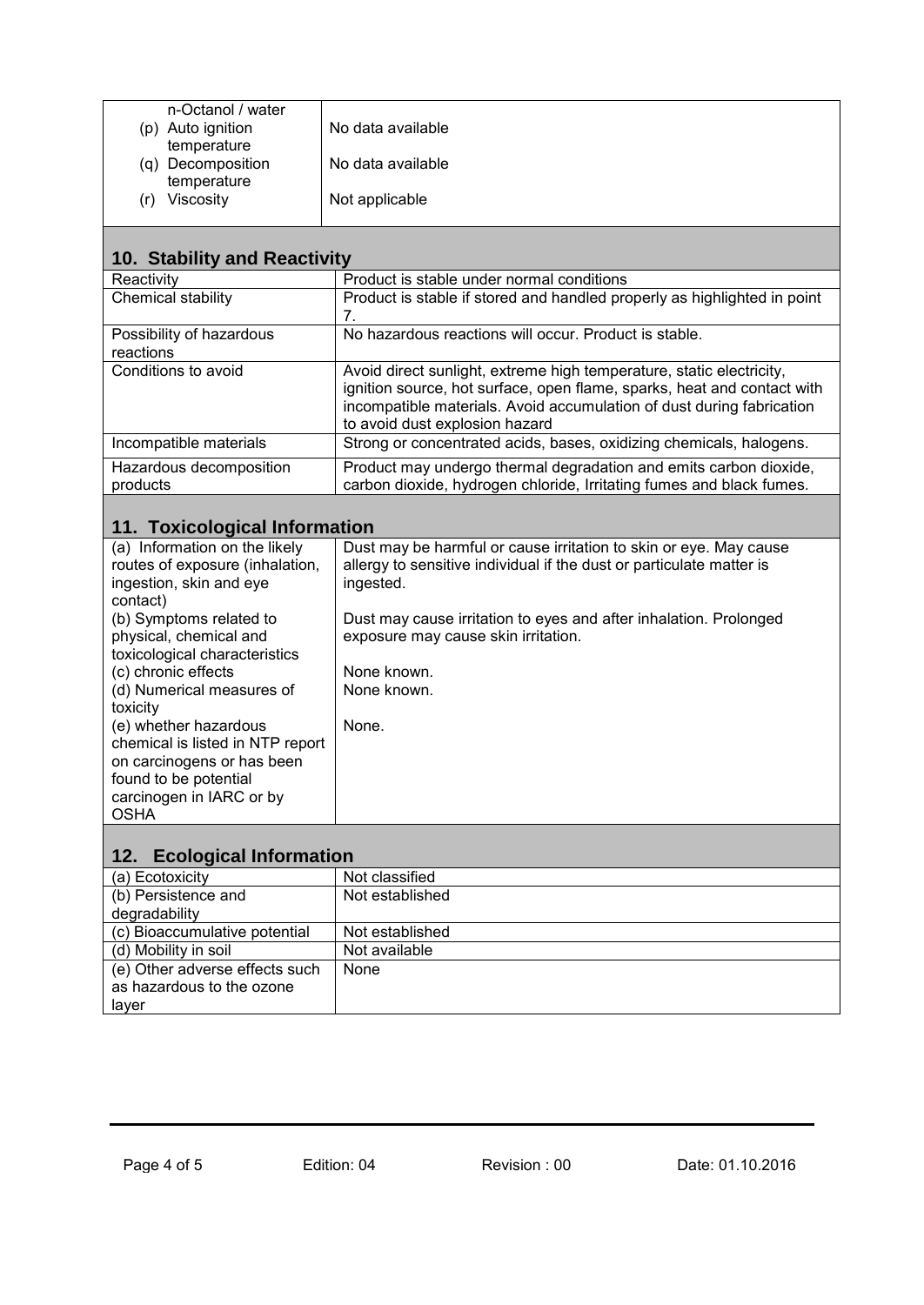| | |
|---|---|
| n-Octanol / water | |
| (p) Auto ignition temperature | No data available |
| (q) Decomposition temperature | No data available |
| (r) Viscosity | Not applicable |

## 10. Stability and Reactivity

| | |
|---|---|
| Reactivity | Product is stable under normal conditions |
| Chemical stability | Product is stable if stored and handled properly as highlighted in point 7. |
| Possibility of hazardous reactions | No hazardous reactions will occur. Product is stable. |
| Conditions to avoid | Avoid direct sunlight, extreme high temperature, static electricity, ignition source, hot surface, open flame, sparks, heat and contact with incompatible materials. Avoid accumulation of dust during fabrication to avoid dust explosion hazard |
| Incompatible materials | Strong or concentrated acids, bases, oxidizing chemicals, halogens. |
| Hazardous decomposition products | Product may undergo thermal degradation and emits carbon dioxide, carbon dioxide, hydrogen chloride, Irritating fumes and black fumes. |

## 11. Toxicological Information

| | |
|---|---|
| (a) Information on the likely routes of exposure (inhalation, ingestion, skin and eye contact) | Dust may be harmful or cause irritation to skin or eye. May cause allergy to sensitive individual if the dust or particulate matter is ingested. |
| (b) Symptoms related to physical, chemical and toxicological characteristics | Dust may cause irritation to eyes and after inhalation. Prolonged exposure may cause skin irritation. |
| (c) chronic effects | None known. |
| (d) Numerical measures of toxicity | None known. |
| (e) whether hazardous chemical is listed in NTP report on carcinogens or has been found to be potential carcinogen in IARC or by OSHA | None. |

## 12. Ecological Information

| | |
|---|---|
| (a) Ecotoxicity | Not classified |
| (b) Persistence and degradability | Not established |
| (c) Bioaccumulative potential | Not established |
| (d) Mobility in soil | Not available |
| (e) Other adverse effects such as hazardous to the ozone layer | None |

Edition: 04 Revision : 00 Date: 01.10.2016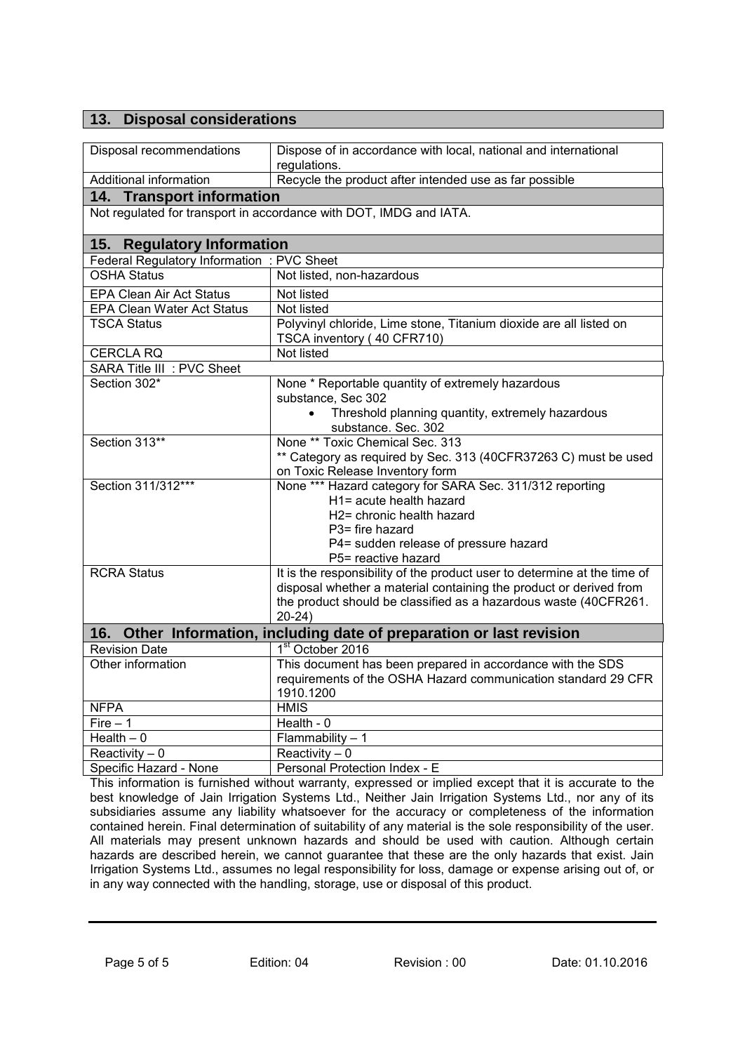## 13. Disposal considerations

| | |
|---|---|
| Disposal recommendations | Dispose of in accordance with local, national and international regulations. |
| Additional information | Recycle the product after intended use as far possible |

## 14. Transport information

Not regulated for transport in accordance with DOT, IMDG and IATA.

## 15. Regulatory Information

Federal Regulatory Information : PVC Sheet

| | |
|---|---|
| OSHA Status | Not listed, non-hazardous |
| EPA Clean Air Act Status | Not listed |
| EPA Clean Water Act Status | Not listed |
| TSCA Status | Polyvinyl chloride, Lime stone, Titanium dioxide are all listed on TSCA inventory ( 40 CFR710) |
| CERCLA RQ | Not listed |

SARA Title III : PVC Sheet

| | |
|---|---|
| Section 302* | None * Reportable quantity of extremely hazardous substance, Sec 302<br>• Threshold planning quantity, extremely hazardous substance. Sec. 302 |
| Section 313** | None ** Toxic Chemical Sec. 313<br>** Category as required by Sec. 313 (40CFR37263 C) must be used on Toxic Release Inventory form |
| Section 311/312*** | None *** Hazard category for SARA Sec. 311/312 reporting<br>H1= acute health hazard<br>H2= chronic health hazard<br>P3= fire hazard<br>P4= sudden release of pressure hazard<br>P5= reactive hazard |
| RCRA Status | It is the responsibility of the product user to determine at the time of disposal whether a material containing the product or derived from the product should be classified as a hazardous waste (40CFR261. 20-24) |

## 16. Other Information, including date of preparation or last revision

| | |
|---|---|
| Revision Date | 1st October 2016 |
| Other information | This document has been prepared in accordance with the SDS requirements of the OSHA Hazard communication standard 29 CFR 1910.1200 |
| NFPA | HMIS |
| Fire – 1 | Health - 0 |
| Health – 0 | Flammability – 1 |
| Reactivity – 0 | Reactivity – 0 |
| Specific Hazard - None | Personal Protection Index - E |

This information is furnished without warranty, expressed or implied except that it is accurate to the best knowledge of Jain Irrigation Systems Ltd., Neither Jain Irrigation Systems Ltd., nor any of its subsidiaries assume any liability whatsoever for the accuracy or completeness of the information contained herein. Final determination of suitability of any material is the sole responsibility of the user. All materials may present unknown hazards and should be used with caution. Although certain hazards are described herein, we cannot guarantee that these are the only hazards that exist. Jain Irrigation Systems Ltd., assumes no legal responsibility for loss, damage or expense arising out of, or in any way connected with the handling, storage, use or disposal of this product.

Edition: 04 Revision : 00 Date: 01.10.2016